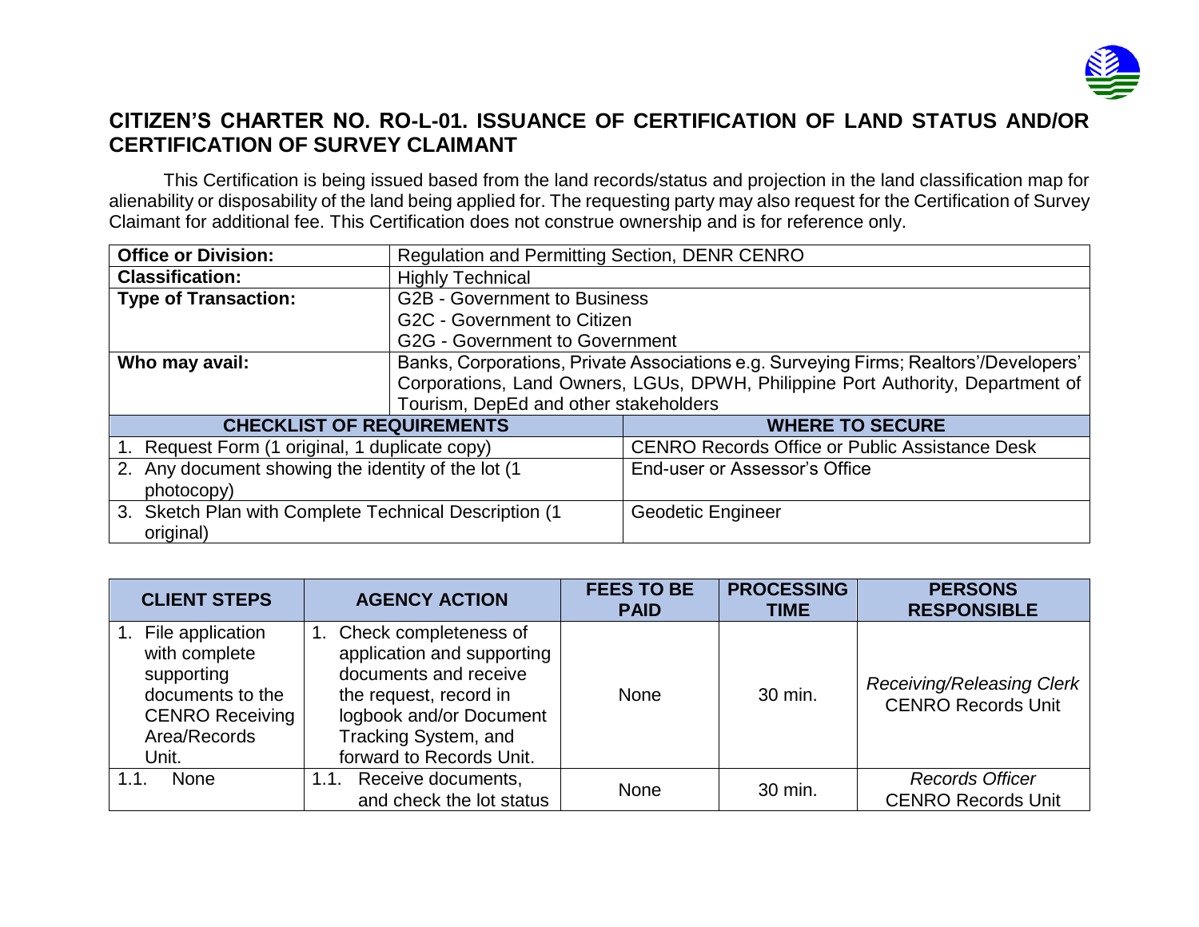# CITIZEN'S CHARTER NO. RO-L-01. ISSUANCE OF CERTIFICATION OF LAND STATUS AND/OR CERTIFICATION OF SURVEY CLAIMANT

This Certification is being issued based from the land records/status and projection in the land classification map for alienability or disposability of the land being applied for. The requesting party may also request for the Certification of Survey Claimant for additional fee. This Certification does not construe ownership and is for reference only.

| | |
|---|---|
| **Office or Division:** | Regulation and Permitting Section, DENR CENRO |
| **Classification:** | Highly Technical |
| **Type of Transaction:** | G2B - Government to Business<br>G2C - Government to Citizen<br>G2G - Government to Government |
| **Who may avail:** | Banks, Corporations, Private Associations e.g. Surveying Firms; Realtors'/Developers' Corporations, Land Owners, LGUs, DPWH, Philippine Port Authority, Department of Tourism, DepEd and other stakeholders |

| CHECKLIST OF REQUIREMENTS | WHERE TO SECURE |
|---|---|
| 1. Request Form (1 original, 1 duplicate copy) | CENRO Records Office or Public Assistance Desk |
| 2. Any document showing the identity of the lot (1 photocopy) | End-user or Assessor's Office |
| 3. Sketch Plan with Complete Technical Description (1 original) | Geodetic Engineer |

| CLIENT STEPS | AGENCY ACTION | FEES TO BE PAID | PROCESSING TIME | PERSONS RESPONSIBLE |
|---|---|---|---|---|
| 1. File application with complete supporting documents to the CENRO Receiving Area/Records Unit. | 1. Check completeness of application and supporting documents and receive the request, record in logbook and/or Document Tracking System, and forward to Records Unit. | None | 30 min. | *Receiving/Releasing Clerk*<br>CENRO Records Unit |
| 1.1. None | 1.1. Receive documents, and check the lot status | None | 30 min. | *Records Officer*<br>CENRO Records Unit |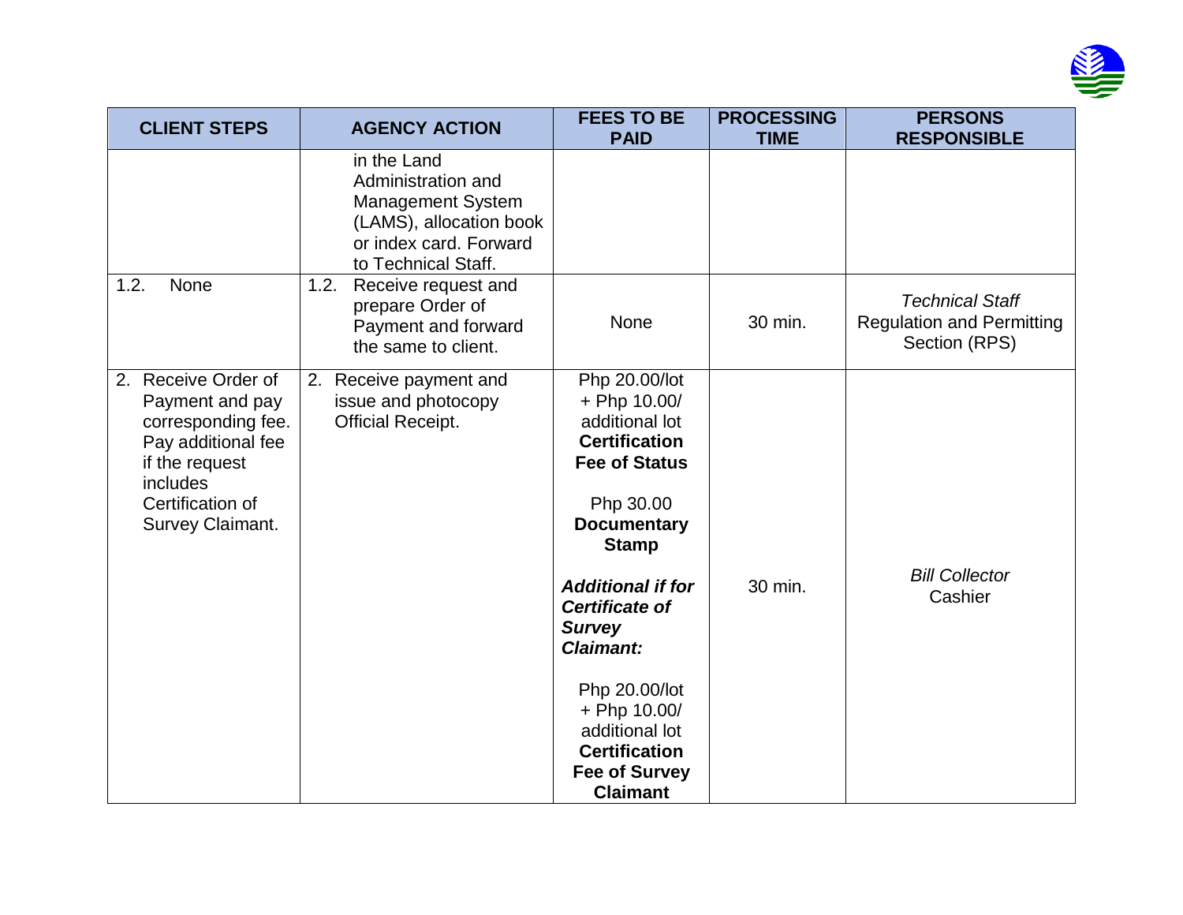| CLIENT STEPS | AGENCY ACTION | FEES TO BE PAID | PROCESSING TIME | PERSONS RESPONSIBLE |
| --- | --- | --- | --- | --- |
| | in the Land Administration and Management System (LAMS), allocation book or index card. Forward to Technical Staff. | | | |
| 1.2. None | 1.2. Receive request and prepare Order of Payment and forward the same to client. | None | 30 min. | *Technical Staff* Regulation and Permitting Section (RPS) |
| 2. Receive Order of Payment and pay corresponding fee. Pay additional fee if the request includes Certification of Survey Claimant. | 2. Receive payment and issue and photocopy Official Receipt. | Php 20.00/lot + Php 10.00/ additional lot **Certification Fee of Status**<br><br>Php 30.00 **Documentary Stamp**<br><br>***Additional if for Certificate of Survey Claimant:***<br><br>Php 20.00/lot + Php 10.00/ additional lot **Certification Fee of Survey Claimant** | 30 min. | *Bill Collector* Cashier |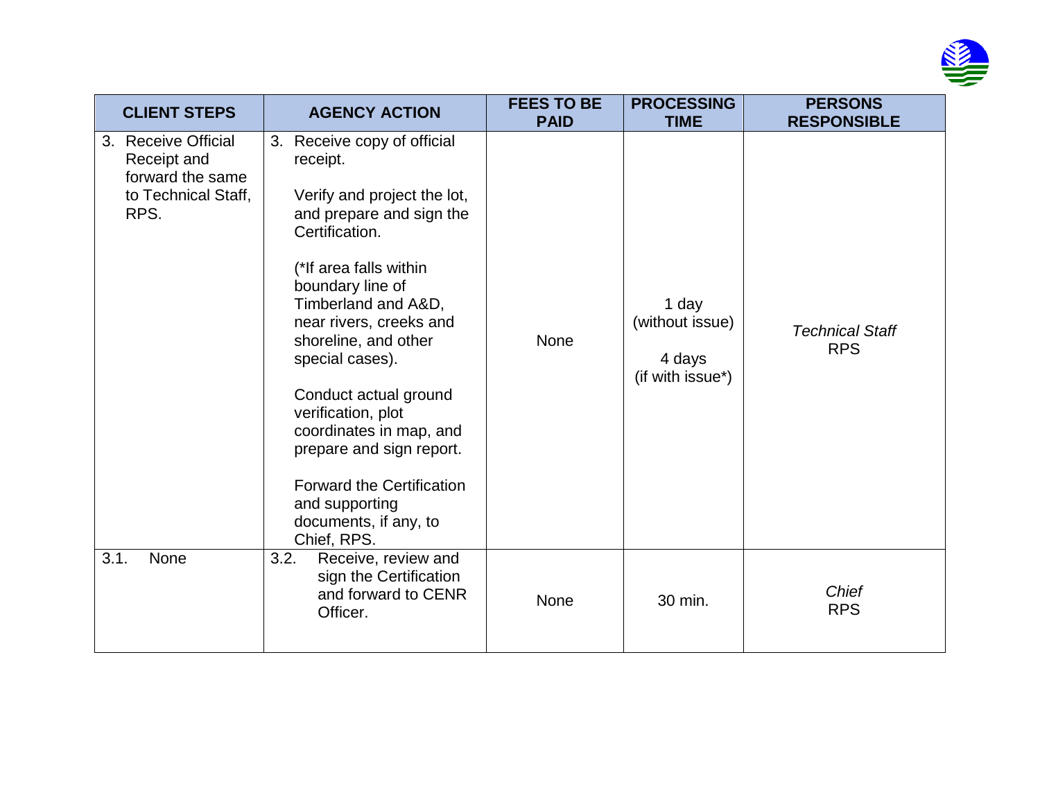| CLIENT STEPS | AGENCY ACTION | FEES TO BE PAID | PROCESSING TIME | PERSONS RESPONSIBLE |
|---|---|---|---|---|
| 3. Receive Official Receipt and forward the same to Technical Staff, RPS. | 3. Receive copy of official receipt.<br><br>Verify and project the lot, and prepare and sign the Certification.<br><br>(*If area falls within boundary line of Timberland and A&D, near rivers, creeks and shoreline, and other special cases).<br><br>Conduct actual ground verification, plot coordinates in map, and prepare and sign report.<br><br>Forward the Certification and supporting documents, if any, to Chief, RPS. | None | 1 day (without issue)<br><br>4 days (if with issue*) | *Technical Staff* RPS |
| 3.1. None | 3.2. Receive, review and sign the Certification and forward to CENR Officer. | None | 30 min. | *Chief* RPS |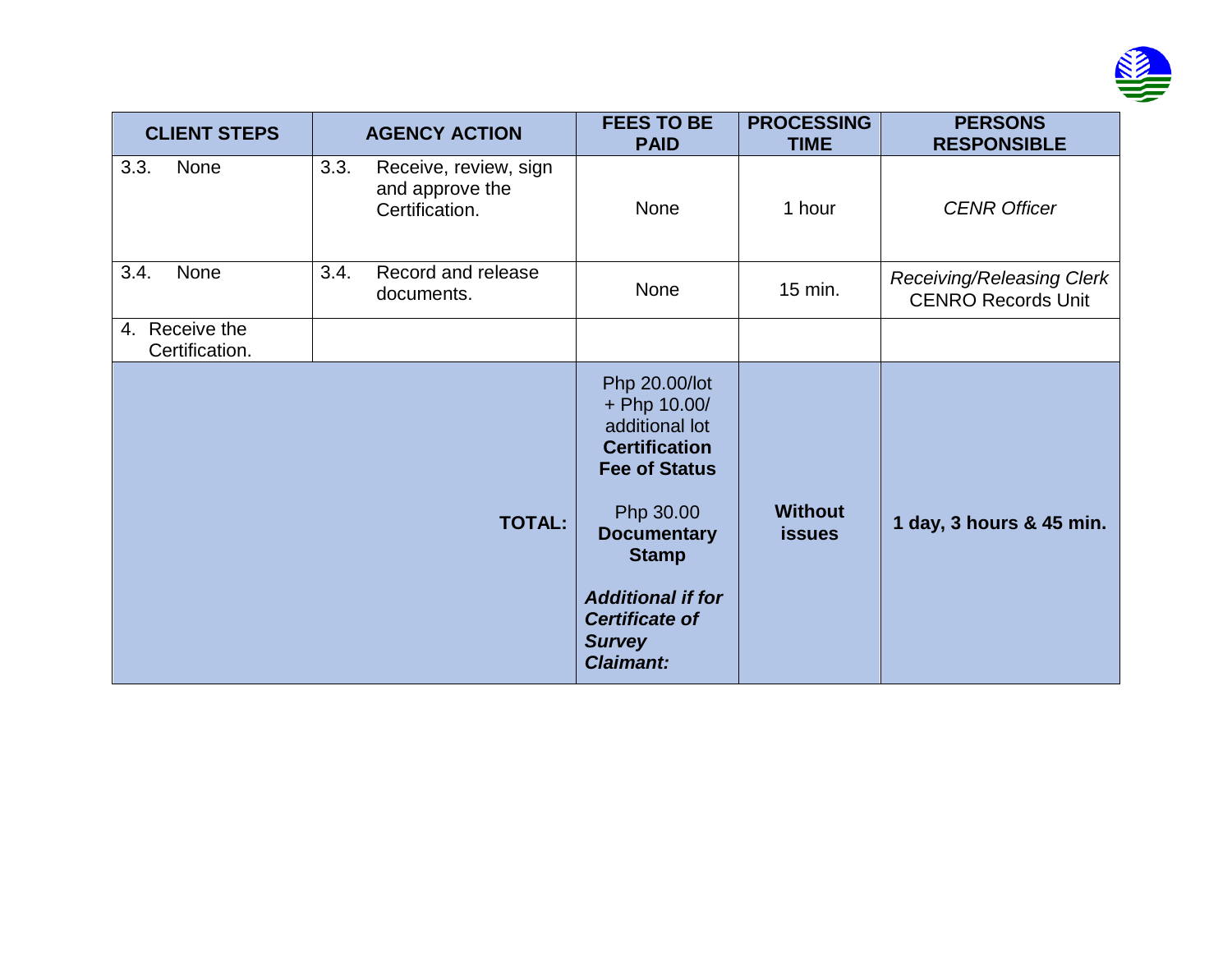| CLIENT STEPS | AGENCY ACTION | FEES TO BE PAID | PROCESSING TIME | PERSONS RESPONSIBLE |
|---|---|---|---|---|
| 3.3. None | 3.3. Receive, review, sign and approve the Certification. | None | 1 hour | *CENR Officer* |
| 3.4. None | 3.4. Record and release documents. | None | 15 min. | *Receiving/Releasing Clerk* CENRO Records Unit |
| 4. Receive the Certification. | | | | |
| | **TOTAL:** | Php 20.00/lot + Php 10.00/ additional lot **Certification Fee of Status**<br><br>Php 30.00 **Documentary Stamp**<br><br>***Additional if for Certificate of Survey Claimant:*** | **Without issues** | **1 day, 3 hours & 45 min.** |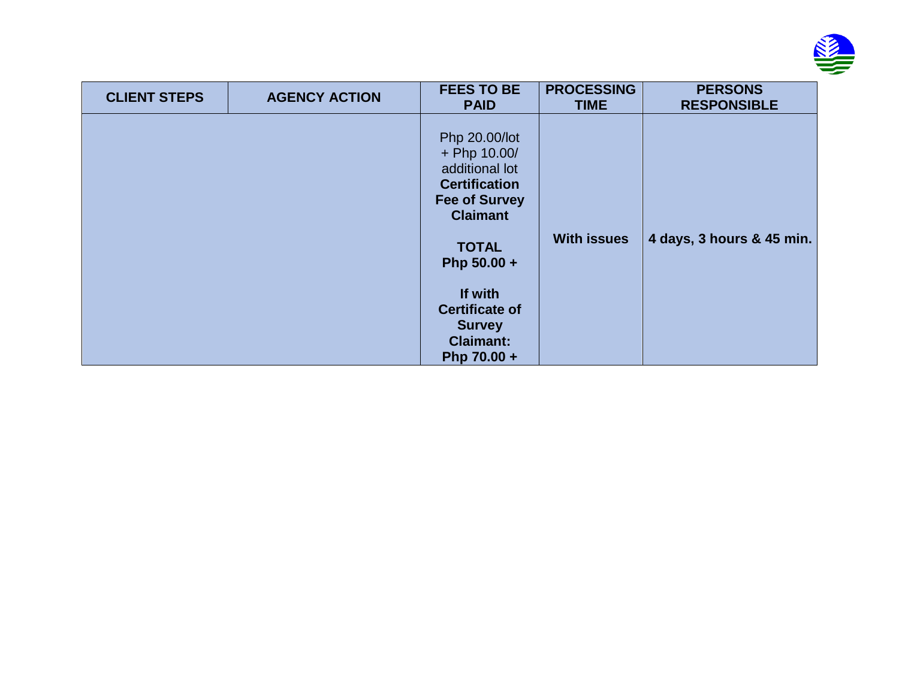| CLIENT STEPS | AGENCY ACTION | FEES TO BE PAID | PROCESSING TIME | PERSONS RESPONSIBLE |
|---|---|---|---|---|
| | | Php 20.00/lot + Php 10.00/ additional lot **Certification Fee of Survey Claimant** **TOTAL Php 50.00 +** **If with Certificate of Survey Claimant: Php 70.00 +** | **With issues** | **4 days, 3 hours & 45 min.** |